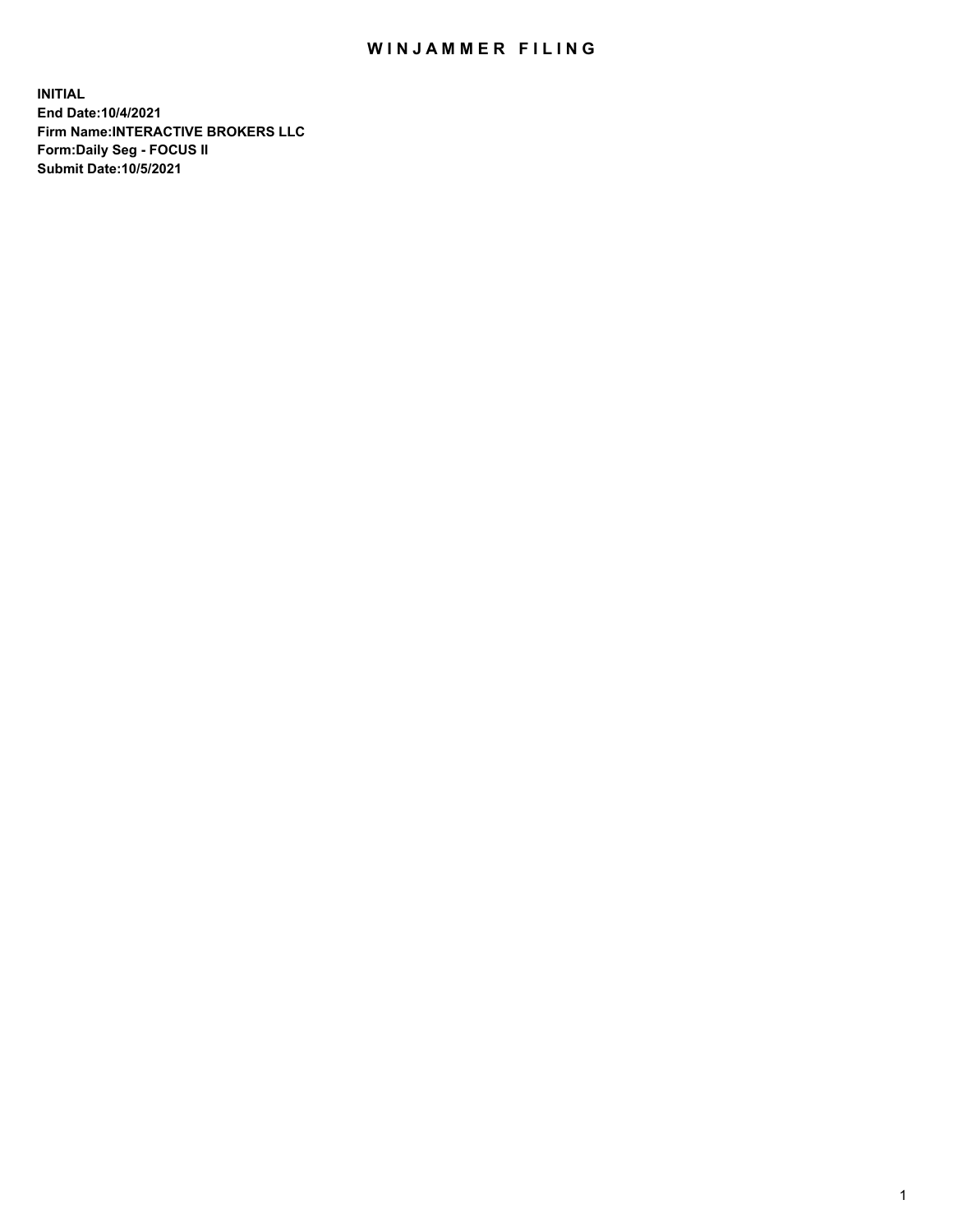# WINJAMMER FILING

**INITIAL**
**End Date:10/4/2021**
**Firm Name:INTERACTIVE BROKERS LLC**
**Form:Daily Seg - FOCUS II**
**Submit Date:10/5/2021**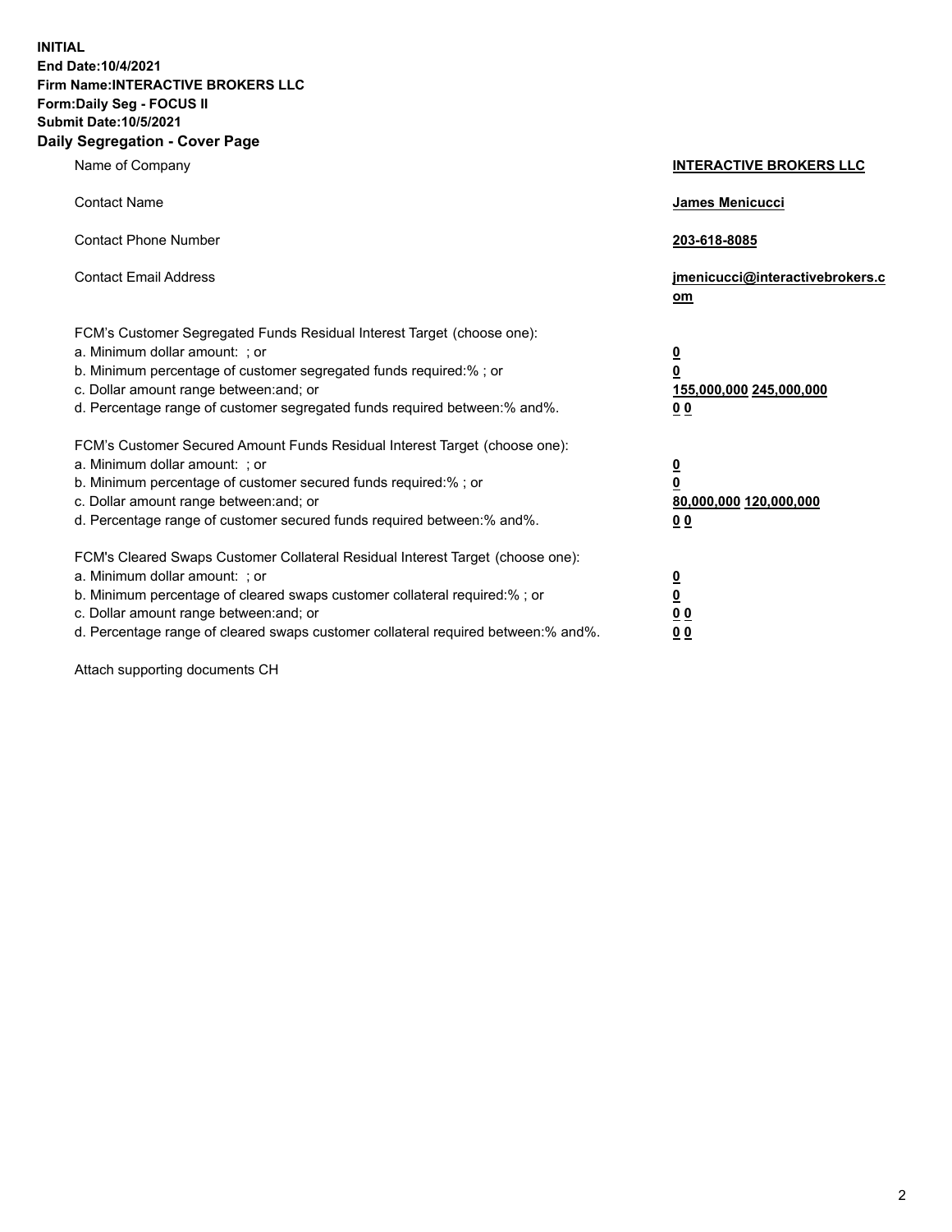**INITIAL**
**End Date:10/4/2021**
**Firm Name:INTERACTIVE BROKERS LLC**
**Form:Daily Seg - FOCUS II**
**Submit Date:10/5/2021**

## Daily Segregation - Cover Page

| | |
|---|---|
| Name of Company | **INTERACTIVE BROKERS LLC** |
| Contact Name | **James Menicucci** |
| Contact Phone Number | **203-618-8085** |
| Contact Email Address | **jmenicucci@interactivebrokers.com** |
| FCM's Customer Segregated Funds Residual Interest Target (choose one): | |
| a. Minimum dollar amount: ; or | **0** |
| b. Minimum percentage of customer segregated funds required:% ; or | **0** |
| c. Dollar amount range between:and; or | **155,000,000 245,000,000** |
| d. Percentage range of customer segregated funds required between:% and%. | **0 0** |
| FCM's Customer Secured Amount Funds Residual Interest Target (choose one): | |
| a. Minimum dollar amount: ; or | **0** |
| b. Minimum percentage of customer secured funds required:% ; or | **0** |
| c. Dollar amount range between:and; or | **80,000,000 120,000,000** |
| d. Percentage range of customer secured funds required between:% and%. | **0 0** |
| FCM's Cleared Swaps Customer Collateral Residual Interest Target (choose one): | |
| a. Minimum dollar amount: ; or | **0** |
| b. Minimum percentage of cleared swaps customer collateral required:% ; or | **0** |
| c. Dollar amount range between:and; or | **0 0** |
| d. Percentage range of cleared swaps customer collateral required between:% and%. | **0 0** |

Attach supporting documents CH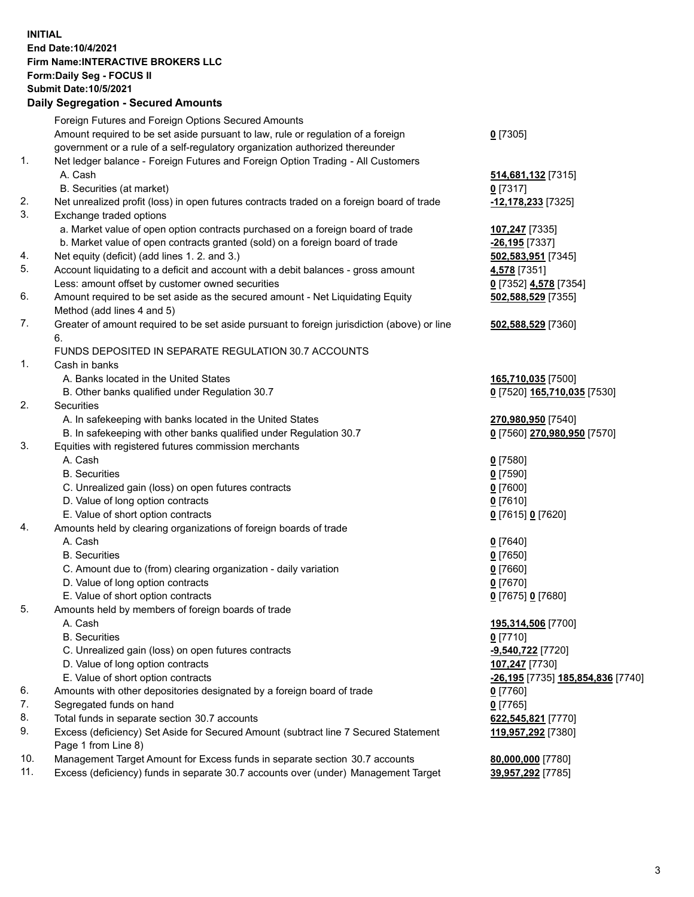**INITIAL**
**End Date:10/4/2021**
**Firm Name:INTERACTIVE BROKERS LLC**
**Form:Daily Seg - FOCUS II**
**Submit Date:10/5/2021**

### Daily Segregation - Secured Amounts

| | | |
|---|---|---|
| | Foreign Futures and Foreign Options Secured Amounts | |
| | Amount required to be set aside pursuant to law, rule or regulation of a foreign government or a rule of a self-regulatory organization authorized thereunder | **0** [7305] |
| 1. | Net ledger balance - Foreign Futures and Foreign Option Trading - All Customers | |
| | A. Cash | **514,681,132** [7315] |
| | B. Securities (at market) | **0** [7317] |
| 2. | Net unrealized profit (loss) in open futures contracts traded on a foreign board of trade | **-12,178,233** [7325] |
| 3. | Exchange traded options | |
| | a. Market value of open option contracts purchased on a foreign board of trade | **107,247** [7335] |
| | b. Market value of open contracts granted (sold) on a foreign board of trade | **-26,195** [7337] |
| 4. | Net equity (deficit) (add lines 1. 2. and 3.) | **502,583,951** [7345] |
| 5. | Account liquidating to a deficit and account with a debit balances - gross amount | **4,578** [7351] |
| | Less: amount offset by customer owned securities | **0** [7352] **4,578** [7354] |
| 6. | Amount required to be set aside as the secured amount - Net Liquidating Equity Method (add lines 4 and 5) | **502,588,529** [7355] |
| 7. | Greater of amount required to be set aside pursuant to foreign jurisdiction (above) or line 6. | **502,588,529** [7360] |
| | FUNDS DEPOSITED IN SEPARATE REGULATION 30.7 ACCOUNTS | |
| 1. | Cash in banks | |
| | A. Banks located in the United States | **165,710,035** [7500] |
| | B. Other banks qualified under Regulation 30.7 | **0** [7520] **165,710,035** [7530] |
| 2. | Securities | |
| | A. In safekeeping with banks located in the United States | **270,980,950** [7540] |
| | B. In safekeeping with other banks qualified under Regulation 30.7 | **0** [7560] **270,980,950** [7570] |
| 3. | Equities with registered futures commission merchants | |
| | A. Cash | **0** [7580] |
| | B. Securities | **0** [7590] |
| | C. Unrealized gain (loss) on open futures contracts | **0** [7600] |
| | D. Value of long option contracts | **0** [7610] |
| | E. Value of short option contracts | **0** [7615] **0** [7620] |
| 4. | Amounts held by clearing organizations of foreign boards of trade | |
| | A. Cash | **0** [7640] |
| | B. Securities | **0** [7650] |
| | C. Amount due to (from) clearing organization - daily variation | **0** [7660] |
| | D. Value of long option contracts | **0** [7670] |
| | E. Value of short option contracts | **0** [7675] **0** [7680] |
| 5. | Amounts held by members of foreign boards of trade | |
| | A. Cash | **195,314,506** [7700] |
| | B. Securities | **0** [7710] |
| | C. Unrealized gain (loss) on open futures contracts | **-9,540,722** [7720] |
| | D. Value of long option contracts | **107,247** [7730] |
| | E. Value of short option contracts | **-26,195** [7735] **185,854,836** [7740] |
| 6. | Amounts with other depositories designated by a foreign board of trade | **0** [7760] |
| 7. | Segregated funds on hand | **0** [7765] |
| 8. | Total funds in separate section 30.7 accounts | **622,545,821** [7770] |
| 9. | Excess (deficiency) Set Aside for Secured Amount (subtract line 7 Secured Statement Page 1 from Line 8) | **119,957,292** [7380] |
| 10. | Management Target Amount for Excess funds in separate section 30.7 accounts | **80,000,000** [7780] |
| 11. | Excess (deficiency) funds in separate 30.7 accounts over (under) Management Target | **39,957,292** [7785] |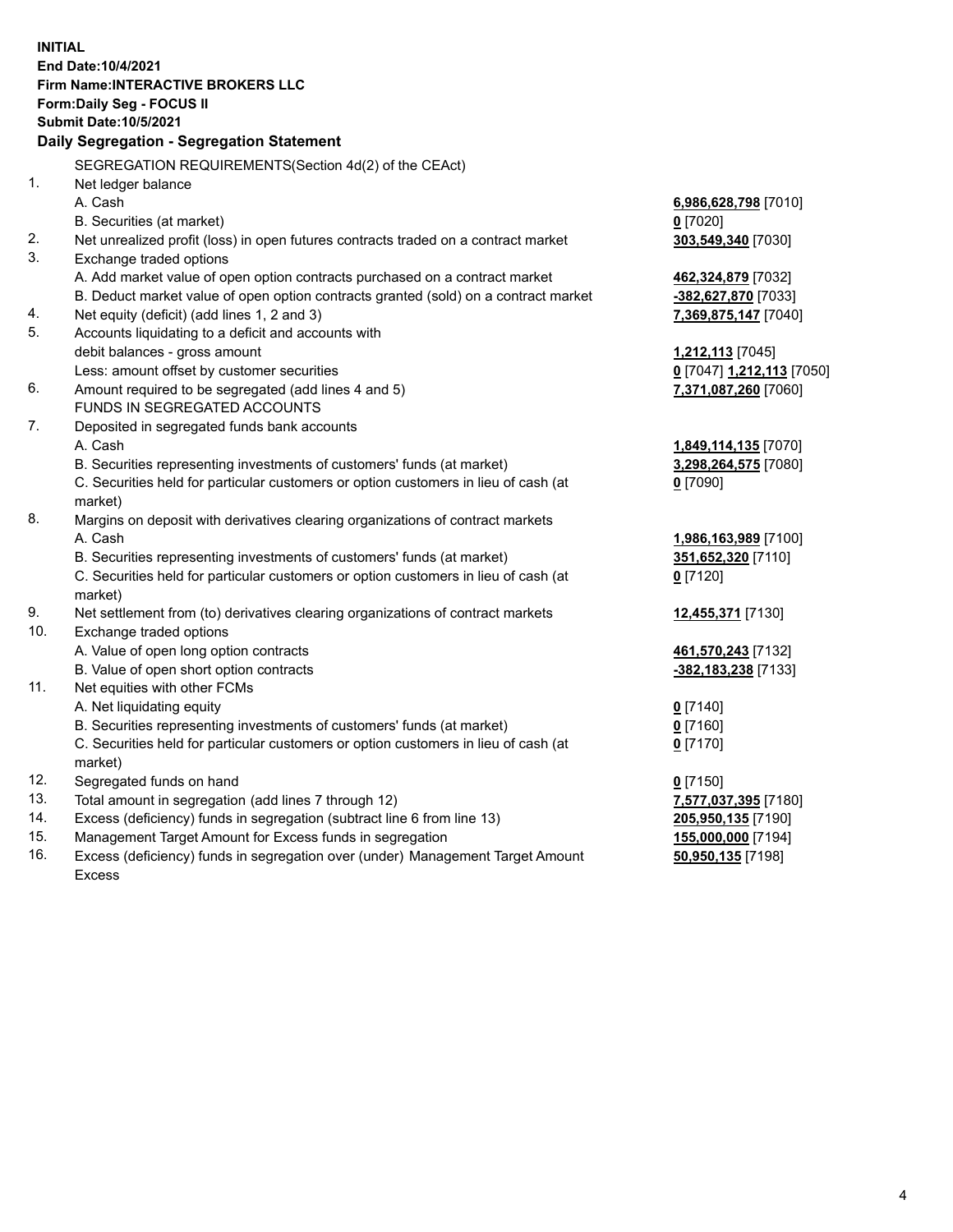**INITIAL**
**End Date:10/4/2021**
**Firm Name:INTERACTIVE BROKERS LLC**
**Form:Daily Seg - FOCUS II**
**Submit Date:10/5/2021**

**Daily Segregation - Segregation Statement**

| | | |
|---|---|---|
| | SEGREGATION REQUIREMENTS(Section 4d(2) of the CEAct) | |
| 1. | Net ledger balance | |
| | A. Cash | **6,986,628,798** [7010] |
| | B. Securities (at market) | **0** [7020] |
| 2. | Net unrealized profit (loss) in open futures contracts traded on a contract market | **303,549,340** [7030] |
| 3. | Exchange traded options | |
| | A. Add market value of open option contracts purchased on a contract market | **462,324,879** [7032] |
| | B. Deduct market value of open option contracts granted (sold) on a contract market | **-382,627,870** [7033] |
| 4. | Net equity (deficit) (add lines 1, 2 and 3) | **7,369,875,147** [7040] |
| 5. | Accounts liquidating to a deficit and accounts with debit balances - gross amount | **1,212,113** [7045] |
| | Less: amount offset by customer securities | **0** [7047] **1,212,113** [7050] |
| 6. | Amount required to be segregated (add lines 4 and 5) | **7,371,087,260** [7060] |
| | FUNDS IN SEGREGATED ACCOUNTS | |
| 7. | Deposited in segregated funds bank accounts | |
| | A. Cash | **1,849,114,135** [7070] |
| | B. Securities representing investments of customers' funds (at market) | **3,298,264,575** [7080] |
| | C. Securities held for particular customers or option customers in lieu of cash (at market) | **0** [7090] |
| 8. | Margins on deposit with derivatives clearing organizations of contract markets | |
| | A. Cash | **1,986,163,989** [7100] |
| | B. Securities representing investments of customers' funds (at market) | **351,652,320** [7110] |
| | C. Securities held for particular customers or option customers in lieu of cash (at market) | **0** [7120] |
| 9. | Net settlement from (to) derivatives clearing organizations of contract markets | **12,455,371** [7130] |
| 10. | Exchange traded options | |
| | A. Value of open long option contracts | **461,570,243** [7132] |
| | B. Value of open short option contracts | **-382,183,238** [7133] |
| 11. | Net equities with other FCMs | |
| | A. Net liquidating equity | **0** [7140] |
| | B. Securities representing investments of customers' funds (at market) | **0** [7160] |
| | C. Securities held for particular customers or option customers in lieu of cash (at market) | **0** [7170] |
| 12. | Segregated funds on hand | **0** [7150] |
| 13. | Total amount in segregation (add lines 7 through 12) | **7,577,037,395** [7180] |
| 14. | Excess (deficiency) funds in segregation (subtract line 6 from line 13) | **205,950,135** [7190] |
| 15. | Management Target Amount for Excess funds in segregation | **155,000,000** [7194] |
| 16. | Excess (deficiency) funds in segregation over (under) Management Target Amount Excess | **50,950,135** [7198] |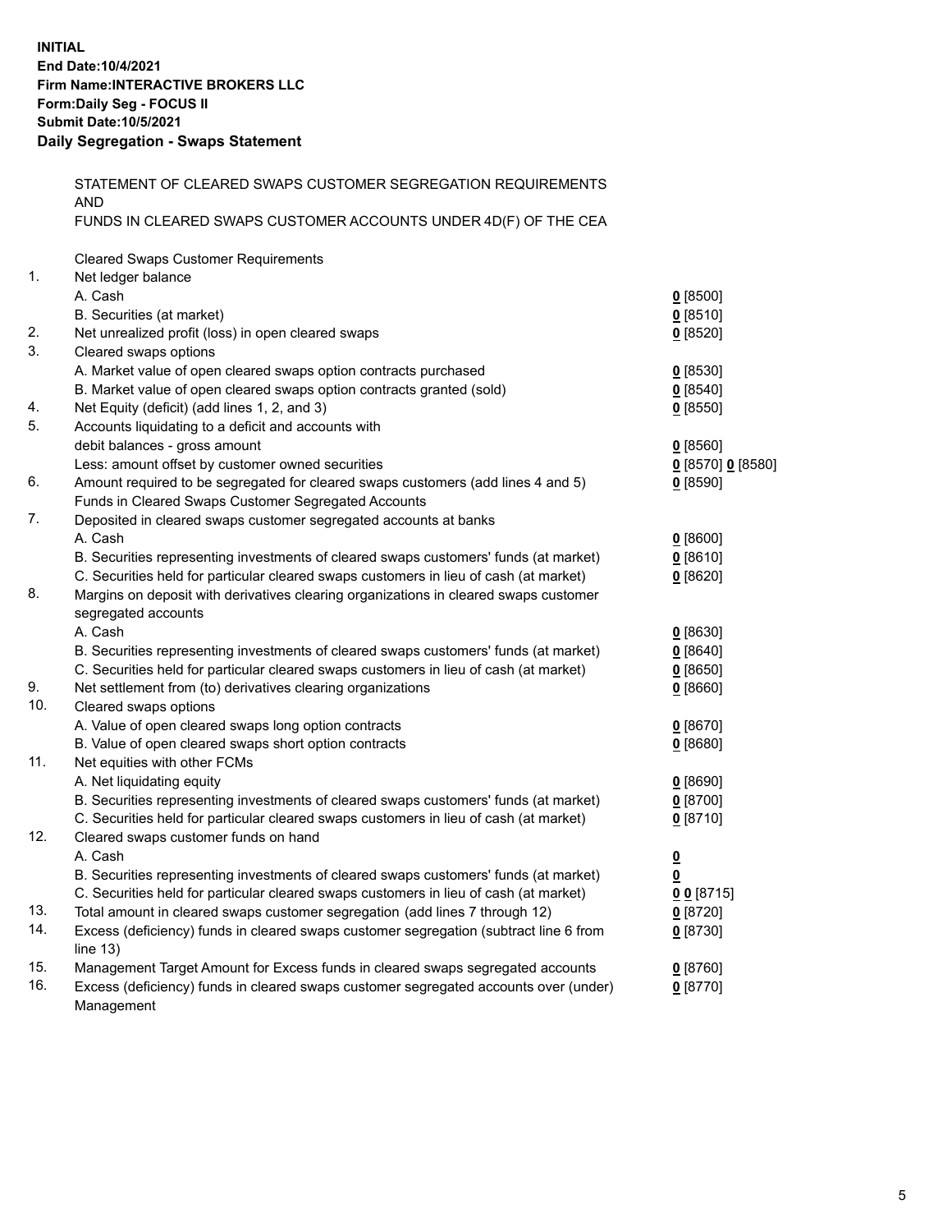**INITIAL**
**End Date:10/4/2021**
**Firm Name:INTERACTIVE BROKERS LLC**
**Form:Daily Seg - FOCUS II**
**Submit Date:10/5/2021**
**Daily Segregation - Swaps Statement**

STATEMENT OF CLEARED SWAPS CUSTOMER SEGREGATION REQUIREMENTS AND FUNDS IN CLEARED SWAPS CUSTOMER ACCOUNTS UNDER 4D(F) OF THE CEA

| | | |
|---|---|---|
| | Cleared Swaps Customer Requirements | |
| 1. | Net ledger balance | |
| | A. Cash | 0 [8500] |
| | B. Securities (at market) | 0 [8510] |
| 2. | Net unrealized profit (loss) in open cleared swaps | 0 [8520] |
| 3. | Cleared swaps options | |
| | A. Market value of open cleared swaps option contracts purchased | 0 [8530] |
| | B. Market value of open cleared swaps option contracts granted (sold) | 0 [8540] |
| 4. | Net Equity (deficit) (add lines 1, 2, and 3) | 0 [8550] |
| 5. | Accounts liquidating to a deficit and accounts with debit balances - gross amount | 0 [8560] |
| | Less: amount offset by customer owned securities | 0 [8570] 0 [8580] |
| 6. | Amount required to be segregated for cleared swaps customers (add lines 4 and 5) | 0 [8590] |
| | Funds in Cleared Swaps Customer Segregated Accounts | |
| 7. | Deposited in cleared swaps customer segregated accounts at banks | |
| | A. Cash | 0 [8600] |
| | B. Securities representing investments of cleared swaps customers' funds (at market) | 0 [8610] |
| | C. Securities held for particular cleared swaps customers in lieu of cash (at market) | 0 [8620] |
| 8. | Margins on deposit with derivatives clearing organizations in cleared swaps customer segregated accounts | |
| | A. Cash | 0 [8630] |
| | B. Securities representing investments of cleared swaps customers' funds (at market) | 0 [8640] |
| | C. Securities held for particular cleared swaps customers in lieu of cash (at market) | 0 [8650] |
| 9. | Net settlement from (to) derivatives clearing organizations | 0 [8660] |
| 10. | Cleared swaps options | |
| | A. Value of open cleared swaps long option contracts | 0 [8670] |
| | B. Value of open cleared swaps short option contracts | 0 [8680] |
| 11. | Net equities with other FCMs | |
| | A. Net liquidating equity | 0 [8690] |
| | B. Securities representing investments of cleared swaps customers' funds (at market) | 0 [8700] |
| | C. Securities held for particular cleared swaps customers in lieu of cash (at market) | 0 [8710] |
| 12. | Cleared swaps customer funds on hand | |
| | A. Cash | 0 |
| | B. Securities representing investments of cleared swaps customers' funds (at market) | 0 |
| | C. Securities held for particular cleared swaps customers in lieu of cash (at market) | 0 0 [8715] |
| 13. | Total amount in cleared swaps customer segregation (add lines 7 through 12) | 0 [8720] |
| 14. | Excess (deficiency) funds in cleared swaps customer segregation (subtract line 6 from line 13) | 0 [8730] |
| 15. | Management Target Amount for Excess funds in cleared swaps segregated accounts | 0 [8760] |
| 16. | Excess (deficiency) funds in cleared swaps customer segregated accounts over (under) Management | 0 [8770] |